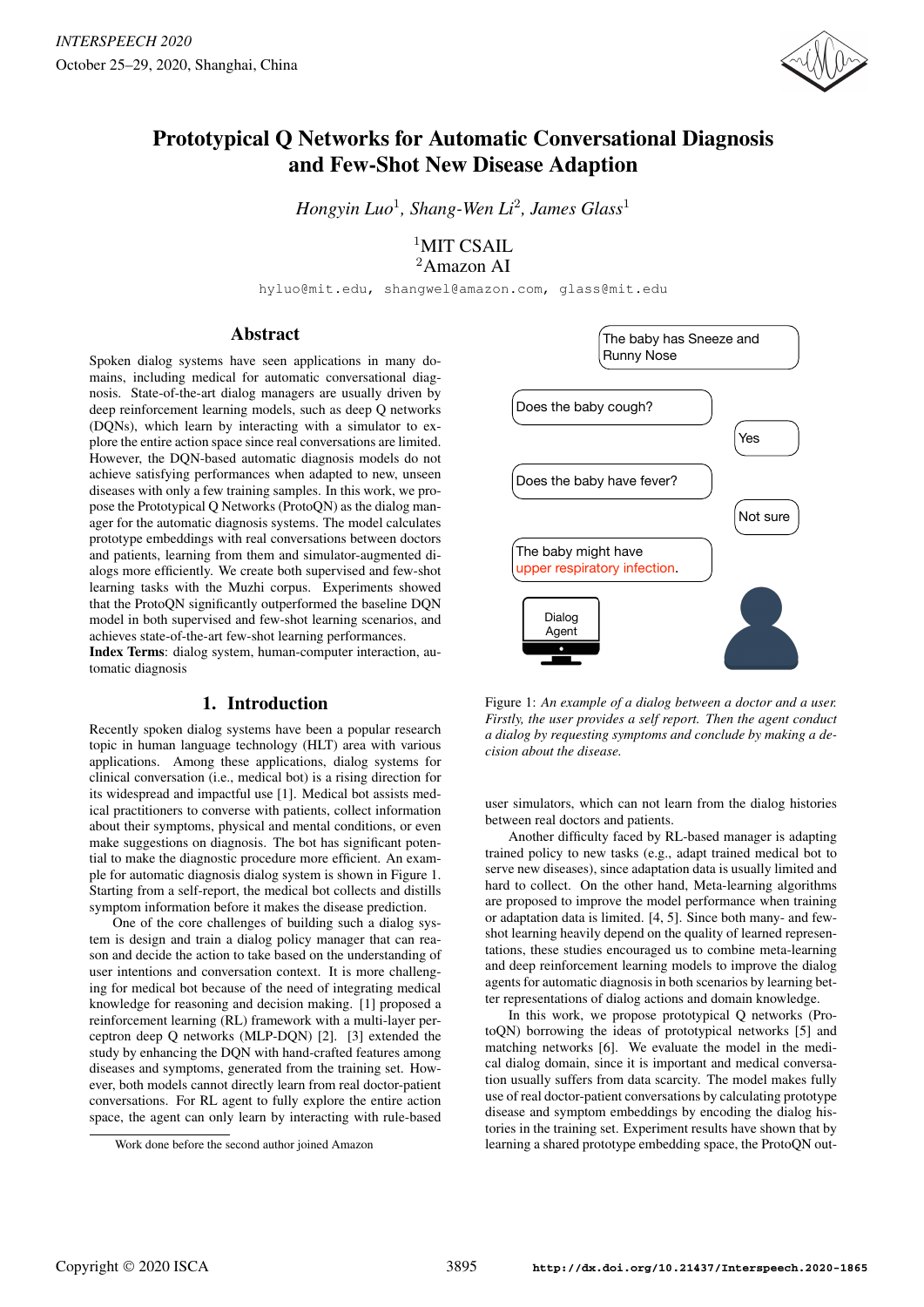# Prototypical Q Networks for Automatic Conversational Diagnosis and Few-Shot New Disease Adaption

*Hongyin Luo*[1], *Shang-Wen Li*[2], *James Glass*[1]

[1]MIT CSAIL
[2]Amazon AI

hyluo@mit.edu, shangwel@amazon.com, glass@mit.edu

## Abstract

Spoken dialog systems have seen applications in many domains, including medical for automatic conversational diagnosis. State-of-the-art dialog managers are usually driven by deep reinforcement learning models, such as deep Q networks (DQNs), which learn by interacting with a simulator to explore the entire action space since real conversations are limited. However, the DQN-based automatic diagnosis models do not achieve satisfying performances when adapted to new, unseen diseases with only a few training samples. In this work, we propose the Prototypical Q Networks (ProtoQN) as the dialog manager for the automatic diagnosis systems. The model calculates prototype embeddings with real conversations between doctors and patients, learning from them and simulator-augmented dialogs more efficiently. We create both supervised and few-shot learning tasks with the Muzhi corpus. Experiments showed that the ProtoQN significantly outperformed the baseline DQN model in both supervised and few-shot learning scenarios, and achieves state-of-the-art few-shot learning performances.

**Index Terms**: dialog system, human-computer interaction, automatic diagnosis

## 1. Introduction

Recently spoken dialog systems have been a popular research topic in human language technology (HLT) area with various applications. Among these applications, dialog systems for clinical conversation (i.e., medical bot) is a rising direction for its widespread and impactful use [1]. Medical bot assists medical practitioners to converse with patients, collect information about their symptoms, physical and mental conditions, or even make suggestions on diagnosis. The bot has significant potential to make the diagnostic procedure more efficient. An example for automatic diagnosis dialog system is shown in Figure 1. Starting from a self-report, the medical bot collects and distills symptom information before it makes the disease prediction.

One of the core challenges of building such a dialog system is design and train a dialog policy manager that can reason and decide the action to take based on the understanding of user intentions and conversation context. It is more challenging for medical bot because of the need of integrating medical knowledge for reasoning and decision making. [1] proposed a reinforcement learning (RL) framework with a multi-layer perceptron deep Q networks (MLP-DQN) [2]. [3] extended the study by enhancing the DQN with hand-crafted features among diseases and symptoms, generated from the training set. However, both models cannot directly learn from real doctor-patient conversations. For RL agent to fully explore the entire action space, the agent can only learn by interacting with rule-based user simulators, which can not learn from the dialog histories between real doctors and patients.

The baby has Sneeze and Runny Nose

Does the baby cough?

Yes

Does the baby have fever?

Not sure

The baby might have upper respiratory infection.

Dialog Agent

Figure 1: *An example of a dialog between a doctor and a user. Firstly, the user provides a self report. Then the agent conduct a dialog by requesting symptoms and conclude by making a decision about the disease.*

Another difficulty faced by RL-based manager is adapting trained policy to new tasks (e.g., adapt trained medical bot to serve new diseases), since adaptation data is usually limited and hard to collect. On the other hand, Meta-learning algorithms are proposed to improve the model performance when training or adaptation data is limited. [4, 5]. Since both many- and few-shot learning heavily depend on the quality of learned representations, these studies encouraged us to combine meta-learning and deep reinforcement learning models to improve the dialog agents for automatic diagnosis in both scenarios by learning better representations of dialog actions and domain knowledge.

In this work, we propose prototypical Q networks (ProtoQN) borrowing the ideas of prototypical networks [5] and matching networks [6]. We evaluate the model in the medical dialog domain, since it is important and medical conversation usually suffers from data scarcity. The model makes fully use of real doctor-patient conversations by calculating prototype disease and symptom embeddings by encoding the dialog histories in the training set. Experiment results have shown that by learning a shared prototype embedding space, the ProtoQN out-

Work done before the second author joined Amazon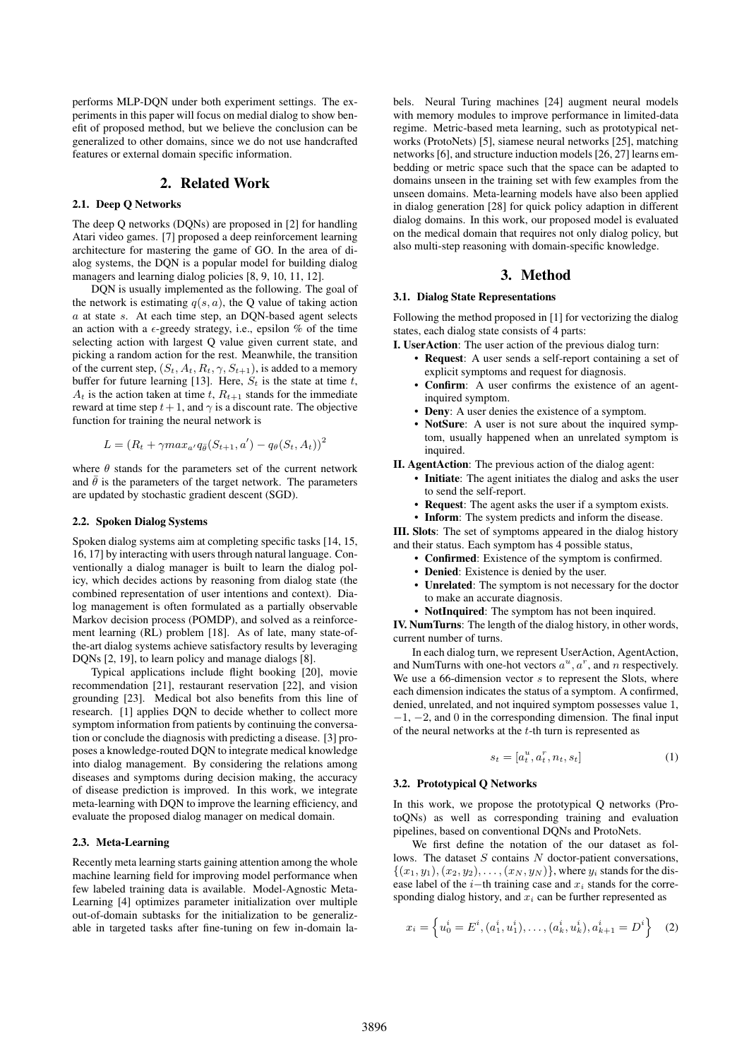performs MLP-DQN under both experiment settings. The experiments in this paper will focus on medial dialog to show benefit of proposed method, but we believe the conclusion can be generalized to other domains, since we do not use handcrafted features or external domain specific information.

## 2. Related Work

### 2.1. Deep Q Networks

The deep Q networks (DQNs) are proposed in [2] for handling Atari video games. [7] proposed a deep reinforcement learning architecture for mastering the game of GO. In the area of dialog systems, the DQN is a popular model for building dialog managers and learning dialog policies [8, 9, 10, 11, 12].

DQN is usually implemented as the following. The goal of the network is estimating $q(s, a)$, the Q value of taking action $a$ at state $s$. At each time step, an DQN-based agent selects an action with a $\epsilon$-greedy strategy, i.e., epsilon % of the time selecting action with largest Q value given current state, and picking a random action for the rest. Meanwhile, the transition of the current step, $(S_t, A_t, R_t, \gamma, S_{t+1})$, is added to a memory buffer for future learning [13]. Here, $S_t$ is the state at time $t$, $A_t$ is the action taken at time $t$, $R_{t+1}$ stands for the immediate reward at time step $t+1$, and $\gamma$ is a discount rate. The objective function for training the neural network is

$$L = (R_t + \gamma max_{a'} q_{\bar{\theta}}(S_{t+1}, a') - q_\theta(S_t, A_t))^2$$

where $\theta$ stands for the parameters set of the current network and $\bar{\theta}$ is the parameters of the target network. The parameters are updated by stochastic gradient descent (SGD).

### 2.2. Spoken Dialog Systems

Spoken dialog systems aim at completing specific tasks [14, 15, 16, 17] by interacting with users through natural language. Conventionally a dialog manager is built to learn the dialog policy, which decides actions by reasoning from dialog state (the combined representation of user intentions and context). Dialog management is often formulated as a partially observable Markov decision process (POMDP), and solved as a reinforcement learning (RL) problem [18]. As of late, many state-of-the-art dialog systems achieve satisfactory results by leveraging DQNs [2, 19], to learn policy and manage dialogs [8].

Typical applications include flight booking [20], movie recommendation [21], restaurant reservation [22], and vision grounding [23]. Medical bot also benefits from this line of research. [1] applies DQN to decide whether to collect more symptom information from patients by continuing the conversation or conclude the diagnosis with predicting a disease. [3] proposes a knowledge-routed DQN to integrate medical knowledge into dialog management. By considering the relations among diseases and symptoms during decision making, the accuracy of disease prediction is improved. In this work, we integrate meta-learning with DQN to improve the learning efficiency, and evaluate the proposed dialog manager on medical domain.

### 2.3. Meta-Learning

Recently meta learning starts gaining attention among the whole machine learning field for improving model performance when few labeled training data is available. Model-Agnostic Meta-Learning [4] optimizes parameter initialization over multiple out-of-domain subtasks for the initialization to be generalizable in targeted tasks after fine-tuning on few in-domain labels. Neural Turing machines [24] augment neural models with memory modules to improve performance in limited-data regime. Metric-based meta learning, such as prototypical networks (ProtoNets) [5], siamese neural networks [25], matching networks [6], and structure induction models [26, 27] learns embedding or metric space such that the space can be adapted to domains unseen in the training set with few examples from the unseen domains. Meta-learning models have also been applied in dialog generation [28] for quick policy adaption in different dialog domains. In this work, our proposed model is evaluated on the medical domain that requires not only dialog policy, but also multi-step reasoning with domain-specific knowledge.

## 3. Method

### 3.1. Dialog State Representations

Following the method proposed in [1] for vectorizing the dialog states, each dialog state consists of 4 parts:

**I. UserAction**: The user action of the previous dialog turn:

- **Request**: A user sends a self-report containing a set of explicit symptoms and request for diagnosis.
- **Confirm**: A user confirms the existence of an agent-inquired symptom.
- **Deny**: A user denies the existence of a symptom.
- **NotSure**: A user is not sure about the inquired symptom, usually happened when an unrelated symptom is inquired.

**II. AgentAction**: The previous action of the dialog agent:

- **Initiate**: The agent initiates the dialog and asks the user to send the self-report.
- **Request**: The agent asks the user if a symptom exists.
- **Inform**: The system predicts and inform the disease.

**III. Slots**: The set of symptoms appeared in the dialog history and their status. Each symptom has 4 possible status,

- **Confirmed**: Existence of the symptom is confirmed.
- **Denied**: Existence is denied by the user.
- **Unrelated**: The symptom is not necessary for the doctor to make an accurate diagnosis.
- **NotInquired**: The symptom has not been inquired.

**IV. NumTurns**: The length of the dialog history, in other words, current number of turns.

In each dialog turn, we represent UserAction, AgentAction, and NumTurns with one-hot vectors $a^u$, $a^r$, and $n$ respectively. We use a 66-dimension vector $s$ to represent the Slots, where each dimension indicates the status of a symptom. A confirmed, denied, unrelated, and not inquired symptom possesses value 1, $-1$, $-2$, and 0 in the corresponding dimension. The final input of the neural networks at the $t$-th turn is represented as

$$s_t = [a^u_t, a^r_t, n_t, s_t] \tag{1}$$

### 3.2. Prototypical Q Networks

In this work, we propose the prototypical Q networks (ProtoQNs) as well as corresponding training and evaluation pipelines, based on conventional DQNs and ProtoNets.

We first define the notation of the our dataset as follows. The dataset $S$ contains $N$ doctor-patient conversations, $\{(x_1, y_1), (x_2, y_2), \dots, (x_N, y_N)\}$, where $y_i$ stands for the disease label of the $i-$th training case and $x_i$ stands for the corresponding dialog history, and $x_i$ can be further represented as

$$x_i = \left\{ u_0^i = E^i, (a_1^i, u_1^i), \dots, (a_k^i, u_k^i), a_{k+1}^i = D^i \right\} \tag{2}$$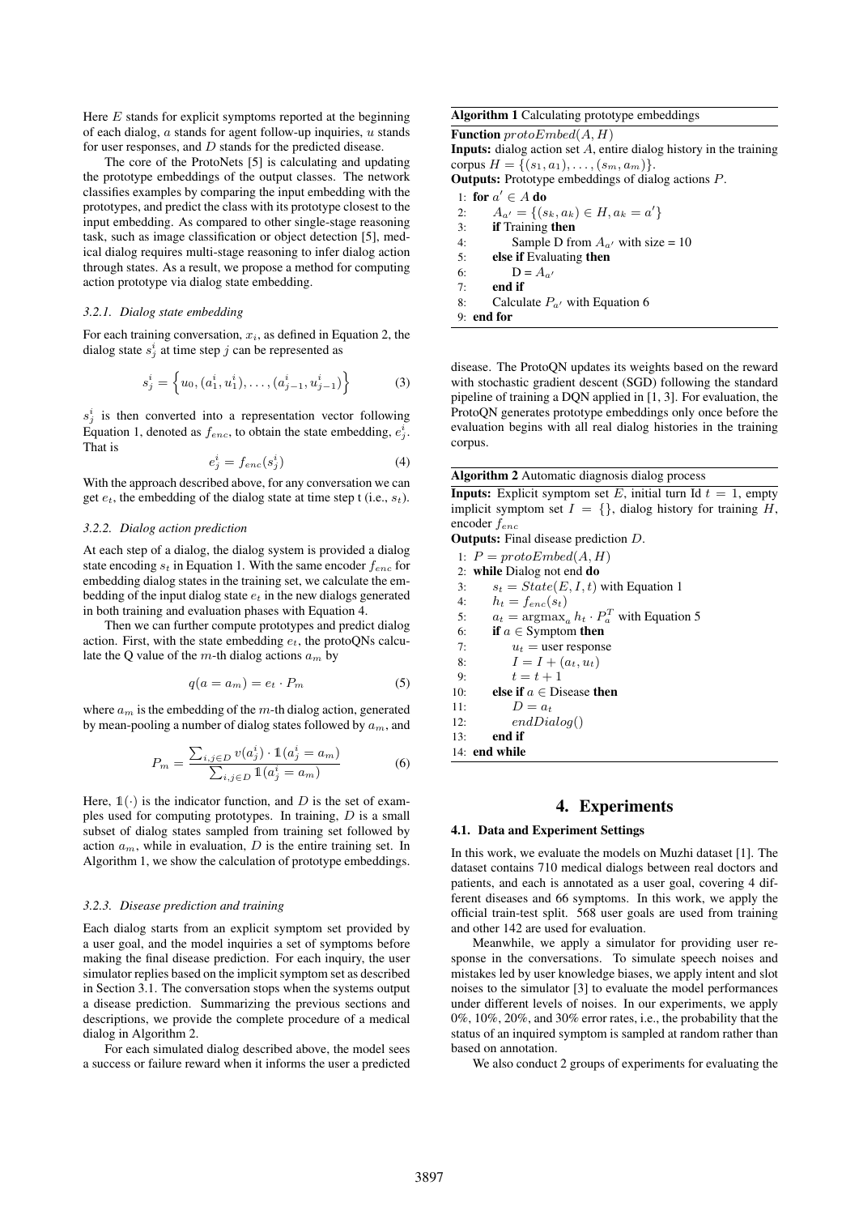Here $E$ stands for explicit symptoms reported at the beginning of each dialog, $a$ stands for agent follow-up inquiries, $u$ stands for user responses, and $D$ stands for the predicted disease.

The core of the ProtoNets [5] is calculating and updating the prototype embeddings of the output classes. The network classifies examples by comparing the input embedding with the prototypes, and predict the class with its prototype closest to the input embedding. As compared to other single-stage reasoning task, such as image classification or object detection [5], medical dialog requires multi-stage reasoning to infer dialog action through states. As a result, we propose a method for computing action prototype via dialog state embedding.

#### 3.2.1. Dialog state embedding

For each training conversation, $x_i$, as defined in Equation 2, the dialog state $s_j^i$ at time step $j$ can be represented as

$$s_j^i = \left\{ u_0, (a_1^i, u_1^i), \dots, (a_{j-1}^i, u_{j-1}^i) \right\} \tag{3}$$

$s_j^i$ is then converted into a representation vector following Equation 1, denoted as $f_{enc}$, to obtain the state embedding, $e_j^i$. That is

$$e_j^i = f_{enc}(s_j^i) \tag{4}$$

With the approach described above, for any conversation we can get $e_t$, the embedding of the dialog state at time step t (i.e., $s_t$).

#### 3.2.2. Dialog action prediction

At each step of a dialog, the dialog system is provided a dialog state encoding $s_t$ in Equation 1. With the same encoder $f_{enc}$ for embedding dialog states in the training set, we calculate the embedding of the input dialog state $e_t$ in the new dialogs generated in both training and evaluation phases with Equation 4.

Then we can further compute prototypes and predict dialog action. First, with the state embedding $e_t$, the protoQNs calculate the Q value of the $m$-th dialog actions $a_m$ by

$$q(a = a_m) = e_t \cdot P_m \tag{5}$$

where $a_m$ is the embedding of the $m$-th dialog action, generated by mean-pooling a number of dialog states followed by $a_m$, and

$$P_m = \frac{\sum_{i,j \in D} v(a_j^i) \cdot \mathbb{1}(a_j^i = a_m)}{\sum_{i,j \in D} \mathbb{1}(a_j^i = a_m)} \tag{6}$$

Here, $\mathbb{1}(\cdot)$ is the indicator function, and $D$ is the set of examples used for computing prototypes. In training, $D$ is a small subset of dialog states sampled from training set followed by action $a_m$, while in evaluation, $D$ is the entire training set. In Algorithm 1, we show the calculation of prototype embeddings.

#### 3.2.3. Disease prediction and training

Each dialog starts from an explicit symptom set provided by a user goal, and the model inquiries a set of symptoms before making the final disease prediction. For each inquiry, the user simulator replies based on the implicit symptom set as described in Section 3.1. The conversation stops when the systems output a disease prediction. Summarizing the previous sections and descriptions, we provide the complete procedure of a medical dialog in Algorithm 2.

For each simulated dialog described above, the model sees a success or failure reward when it informs the user a predicted disease. The ProtoQN updates its weights based on the reward with stochastic gradient descent (SGD) following the standard pipeline of training a DQN applied in [1, 3]. For evaluation, the ProtoQN generates prototype embeddings only once before the evaluation begins with all real dialog histories in the training corpus.

**Algorithm 1** Calculating prototype embeddings

**Function** $protoEmbed(A, H)$
**Inputs:** dialog action set $A$, entire dialog history in the training corpus $H = \{(s_1, a_1), \dots, (s_m, a_m)\}$.
**Outputs:** Prototype embeddings of dialog actions $P$.

```
1: for a' ∈ A do
2:     A_a' = {(s_k, a_k) ∈ H, a_k = a'}
3:     if Training then
4:         Sample D from A_a' with size = 10
5:     else if Evaluating then
6:         D = A_a'
7:     end if
8:     Calculate P_a' with Equation 6
9: end for
```

**Algorithm 2** Automatic diagnosis dialog process

**Inputs:** Explicit symptom set $E$, initial turn Id $t = 1$, empty implicit symptom set $I = \{\}$, dialog history for training $H$, encoder $f_{enc}$
**Outputs:** Final disease prediction $D$.

```
1: P = protoEmbed(A, H)
2: while Dialog not end do
3:     s_t = State(E, I, t) with Equation 1
4:     h_t = f_enc(s_t)
5:     a_t = argmax_a h_t · P_a^T with Equation 5
6:     if a ∈ Symptom then
7:         u_t = user response
8:         I = I + (a_t, u_t)
9:         t = t + 1
10:    else if a ∈ Disease then
11:        D = a_t
12:        endDialog()
13:    end if
14: end while
```

# 4. Experiments

## 4.1. Data and Experiment Settings

In this work, we evaluate the models on Muzhi dataset [1]. The dataset contains 710 medical dialogs between real doctors and patients, and each is annotated as a user goal, covering 4 different diseases and 66 symptoms. In this work, we apply the official train-test split. 568 user goals are used from training and other 142 are used for evaluation.

Meanwhile, we apply a simulator for providing user response in the conversations. To simulate speech noises and mistakes led by user knowledge biases, we apply intent and slot noises to the simulator [3] to evaluate the model performances under different levels of noises. In our experiments, we apply 0%, 10%, 20%, and 30% error rates, i.e., the probability that the status of an inquired symptom is sampled at random rather than based on annotation.

We also conduct 2 groups of experiments for evaluating the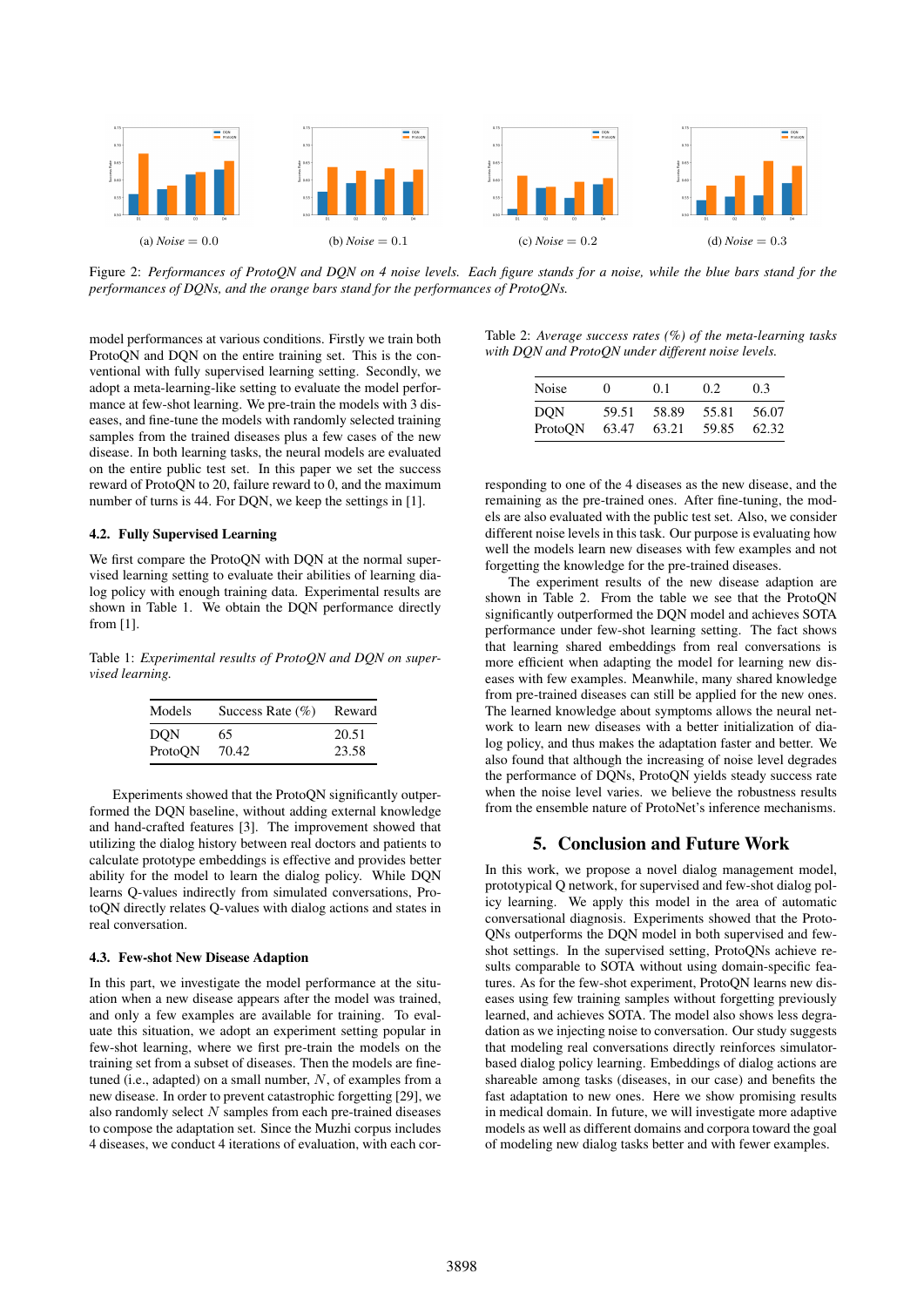(a) *Noise* = 0.0

(b) *Noise* = 0.1

(c) *Noise* = 0.2

(d) *Noise* = 0.3

Figure 2: *Performances of ProtoQN and DQN on 4 noise levels. Each figure stands for a noise, while the blue bars stand for the performances of DQNs, and the orange bars stand for the performances of ProtoQNs.*

model performances at various conditions. Firstly we train both ProtoQN and DQN on the entire training set. This is the conventional with fully supervised learning setting. Secondly, we adopt a meta-learning-like setting to evaluate the model performance at few-shot learning. We pre-train the models with 3 diseases, and fine-tune the models with randomly selected training samples from the trained diseases plus a few cases of the new disease. In both learning tasks, the neural models are evaluated on the entire public test set. In this paper we set the success reward of ProtoQN to 20, failure reward to 0, and the maximum number of turns is 44. For DQN, we keep the settings in [1].

### 4.2. Fully Supervised Learning

We first compare the ProtoQN with DQN at the normal supervised learning setting to evaluate their abilities of learning dialog policy with enough training data. Experimental results are shown in Table 1. We obtain the DQN performance directly from [1].

Table 1: *Experimental results of ProtoQN and DQN on supervised learning.*

| Models | Success Rate (%) | Reward |
|---|---|---|
| DQN | 65 | 20.51 |
| ProtoQN | 70.42 | 23.58 |

Experiments showed that the ProtoQN significantly outperformed the DQN baseline, without adding external knowledge and hand-crafted features [3]. The improvement showed that utilizing the dialog history between real doctors and patients to calculate prototype embeddings is effective and provides better ability for the model to learn the dialog policy. While DQN learns Q-values indirectly from simulated conversations, ProtoQN directly relates Q-values with dialog actions and states in real conversation.

### 4.3. Few-shot New Disease Adaption

In this part, we investigate the model performance at the situation when a new disease appears after the model was trained, and only a few examples are available for training. To evaluate this situation, we adopt an experiment setting popular in few-shot learning, where we first pre-train the models on the training set from a subset of diseases. Then the models are fine-tuned (i.e., adapted) on a small number, $N$, of examples from a new disease. In order to prevent catastrophic forgetting [29], we also randomly select $N$ samples from each pre-trained diseases to compose the adaptation set. Since the Muzhi corpus includes 4 diseases, we conduct 4 iterations of evaluation, with each corresponding to one of the 4 diseases as the new disease, and the remaining as the pre-trained ones. After fine-tuning, the models are also evaluated with the public test set. Also, we consider different noise levels in this task. Our purpose is evaluating how well the models learn new diseases with few examples and not forgetting the knowledge for the pre-trained diseases.

Table 2: *Average success rates (%) of the meta-learning tasks with DQN and ProtoQN under different noise levels.*

| Noise | 0 | 0.1 | 0.2 | 0.3 |
|---|---|---|---|---|
| DQN | 59.51 | 58.89 | 55.81 | 56.07 |
| ProtoQN | 63.47 | 63.21 | 59.85 | 62.32 |

The experiment results of the new disease adaption are shown in Table 2. From the table we see that the ProtoQN significantly outperformed the DQN model and achieves SOTA performance under few-shot learning setting. The fact shows that learning shared embeddings from real conversations is more efficient when adapting the model for learning new diseases with few examples. Meanwhile, many shared knowledge from pre-trained diseases can still be applied for the new ones. The learned knowledge about symptoms allows the neural network to learn new diseases with a better initialization of dialog policy, and thus makes the adaptation faster and better. We also found that although the increasing of noise level degrades the performance of DQNs, ProtoQN yields steady success rate when the noise level varies. we believe the robustness results from the ensemble nature of ProtoNet's inference mechanisms.

## 5. Conclusion and Future Work

In this work, we propose a novel dialog management model, prototypical Q network, for supervised and few-shot dialog policy learning. We apply this model in the area of automatic conversational diagnosis. Experiments showed that the ProtoQNs outperforms the DQN model in both supervised and few-shot settings. In the supervised setting, ProtoQNs achieve results comparable to SOTA without using domain-specific features. As for the few-shot experiment, ProtoQN learns new diseases using few training samples without forgetting previously learned, and achieves SOTA. The model also shows less degradation as we injecting noise to conversation. Our study suggests that modeling real conversations directly reinforces simulator-based dialog policy learning. Embeddings of dialog actions are shareable among tasks (diseases, in our case) and benefits the fast adaptation to new ones. Here we show promising results in medical domain. In future, we will investigate more adaptive models as well as different domains and corpora toward the goal of modeling new dialog tasks better and with fewer examples.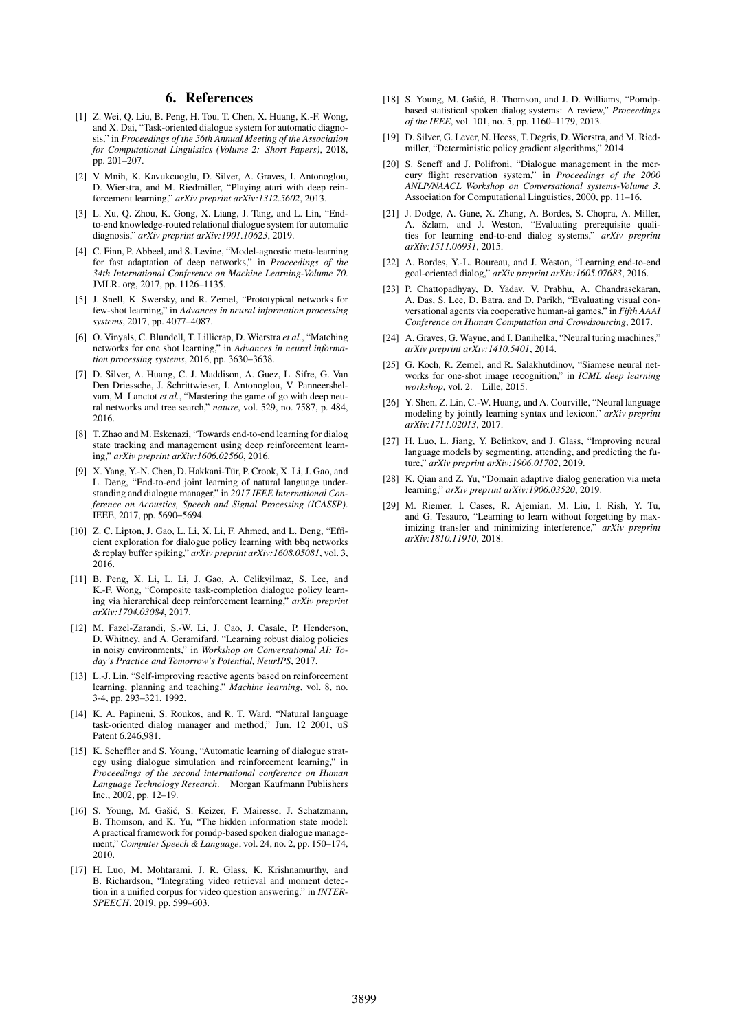## 6. References

[1] Z. Wei, Q. Liu, B. Peng, H. Tou, T. Chen, X. Huang, K.-F. Wong, and X. Dai, "Task-oriented dialogue system for automatic diagnosis," in *Proceedings of the 56th Annual Meeting of the Association for Computational Linguistics (Volume 2: Short Papers)*, 2018, pp. 201–207.

[2] V. Mnih, K. Kavukcuoglu, D. Silver, A. Graves, I. Antonoglou, D. Wierstra, and M. Riedmiller, "Playing atari with deep reinforcement learning," *arXiv preprint arXiv:1312.5602*, 2013.

[3] L. Xu, Q. Zhou, K. Gong, X. Liang, J. Tang, and L. Lin, "End-to-end knowledge-routed relational dialogue system for automatic diagnosis," *arXiv preprint arXiv:1901.10623*, 2019.

[4] C. Finn, P. Abbeel, and S. Levine, "Model-agnostic meta-learning for fast adaptation of deep networks," in *Proceedings of the 34th International Conference on Machine Learning-Volume 70*. JMLR. org, 2017, pp. 1126–1135.

[5] J. Snell, K. Swersky, and R. Zemel, "Prototypical networks for few-shot learning," in *Advances in neural information processing systems*, 2017, pp. 4077–4087.

[6] O. Vinyals, C. Blundell, T. Lillicrap, D. Wierstra *et al.*, "Matching networks for one shot learning," in *Advances in neural information processing systems*, 2016, pp. 3630–3638.

[7] D. Silver, A. Huang, C. J. Maddison, A. Guez, L. Sifre, G. Van Den Driessche, J. Schrittwieser, I. Antonoglou, V. Panneershelvam, M. Lanctot *et al.*, "Mastering the game of go with deep neural networks and tree search," *nature*, vol. 529, no. 7587, p. 484, 2016.

[8] T. Zhao and M. Eskenazi, "Towards end-to-end learning for dialog state tracking and management using deep reinforcement learning," *arXiv preprint arXiv:1606.02560*, 2016.

[9] X. Yang, Y.-N. Chen, D. Hakkani-Tür, P. Crook, X. Li, J. Gao, and L. Deng, "End-to-end joint learning of natural language understanding and dialogue manager," in *2017 IEEE International Conference on Acoustics, Speech and Signal Processing (ICASSP)*. IEEE, 2017, pp. 5690–5694.

[10] Z. C. Lipton, J. Gao, L. Li, X. Li, F. Ahmed, and L. Deng, "Efficient exploration for dialogue policy learning with bbq networks & replay buffer spiking," *arXiv preprint arXiv:1608.05081*, vol. 3, 2016.

[11] B. Peng, X. Li, L. Li, J. Gao, A. Celikyilmaz, S. Lee, and K.-F. Wong, "Composite task-completion dialogue policy learning via hierarchical deep reinforcement learning," *arXiv preprint arXiv:1704.03084*, 2017.

[12] M. Fazel-Zarandi, S.-W. Li, J. Cao, J. Casale, P. Henderson, D. Whitney, and A. Geramifard, "Learning robust dialog policies in noisy environments," in *Workshop on Conversational AI: Today's Practice and Tomorrow's Potential, NeurIPS*, 2017.

[13] L.-J. Lin, "Self-improving reactive agents based on reinforcement learning, planning and teaching," *Machine learning*, vol. 8, no. 3-4, pp. 293–321, 1992.

[14] K. A. Papineni, S. Roukos, and R. T. Ward, "Natural language task-oriented dialog manager and method," Jun. 12 2001, uS Patent 6,246,981.

[15] K. Scheffler and S. Young, "Automatic learning of dialogue strategy using dialogue simulation and reinforcement learning," in *Proceedings of the second international conference on Human Language Technology Research*. Morgan Kaufmann Publishers Inc., 2002, pp. 12–19.

[16] S. Young, M. Gašić, S. Keizer, F. Mairesse, J. Schatzmann, B. Thomson, and K. Yu, "The hidden information state model: A practical framework for pomdp-based spoken dialogue management," *Computer Speech & Language*, vol. 24, no. 2, pp. 150–174, 2010.

[17] H. Luo, M. Mohtarami, J. R. Glass, K. Krishnamurthy, and B. Richardson, "Integrating video retrieval and moment detection in a unified corpus for video question answering." in *INTERSPEECH*, 2019, pp. 599–603.

[18] S. Young, M. Gašić, B. Thomson, and J. D. Williams, "Pomdp-based statistical spoken dialog systems: A review," *Proceedings of the IEEE*, vol. 101, no. 5, pp. 1160–1179, 2013.

[19] D. Silver, G. Lever, N. Heess, T. Degris, D. Wierstra, and M. Riedmiller, "Deterministic policy gradient algorithms," 2014.

[20] S. Seneff and J. Polifroni, "Dialogue management in the mercury flight reservation system," in *Proceedings of the 2000 ANLP/NAACL Workshop on Conversational systems-Volume 3*. Association for Computational Linguistics, 2000, pp. 11–16.

[21] J. Dodge, A. Gane, X. Zhang, A. Bordes, S. Chopra, A. Miller, A. Szlam, and J. Weston, "Evaluating prerequisite qualities for learning end-to-end dialog systems," *arXiv preprint arXiv:1511.06931*, 2015.

[22] A. Bordes, Y.-L. Boureau, and J. Weston, "Learning end-to-end goal-oriented dialog," *arXiv preprint arXiv:1605.07683*, 2016.

[23] P. Chattopadhyay, D. Yadav, V. Prabhu, A. Chandrasekaran, A. Das, S. Lee, D. Batra, and D. Parikh, "Evaluating visual conversational agents via cooperative human-ai games," in *Fifth AAAI Conference on Human Computation and Crowdsourcing*, 2017.

[24] A. Graves, G. Wayne, and I. Danihelka, "Neural turing machines," *arXiv preprint arXiv:1410.5401*, 2014.

[25] G. Koch, R. Zemel, and R. Salakhutdinov, "Siamese neural networks for one-shot image recognition," in *ICML deep learning workshop*, vol. 2. Lille, 2015.

[26] Y. Shen, Z. Lin, C.-W. Huang, and A. Courville, "Neural language modeling by jointly learning syntax and lexicon," *arXiv preprint arXiv:1711.02013*, 2017.

[27] H. Luo, L. Jiang, Y. Belinkov, and J. Glass, "Improving neural language models by segmenting, attending, and predicting the future," *arXiv preprint arXiv:1906.01702*, 2019.

[28] K. Qian and Z. Yu, "Domain adaptive dialog generation via meta learning," *arXiv preprint arXiv:1906.03520*, 2019.

[29] M. Riemer, I. Cases, R. Ajemian, M. Liu, I. Rish, Y. Tu, and G. Tesauro, "Learning to learn without forgetting by maximizing transfer and minimizing interference," *arXiv preprint arXiv:1810.11910*, 2018.